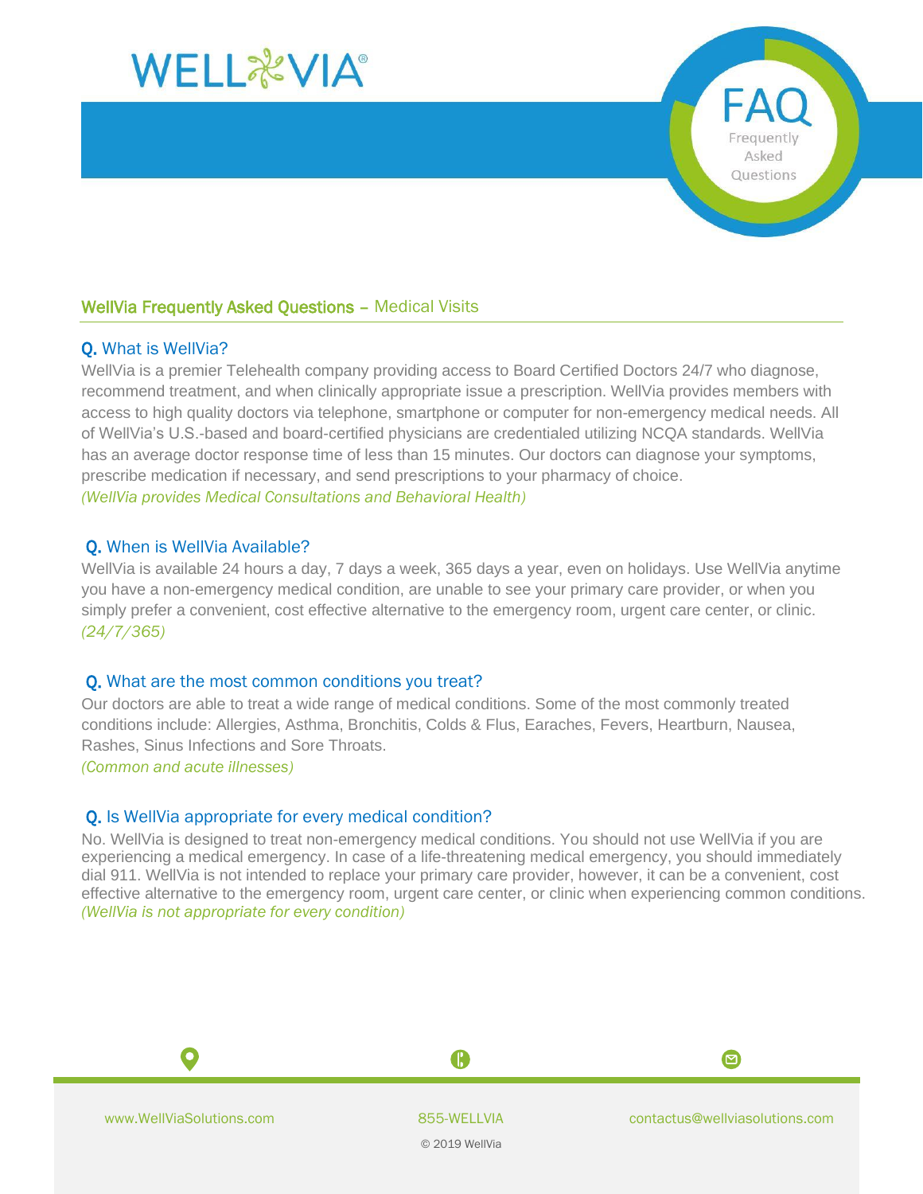# WELLVIA

# FAQ

Frequently Asked Questions

## WellVia Frequently Asked Questions – Medical Visits

### Q. What is WellVia?

WellVia is a premier Telehealth company providing access to Board Certified Doctors 24/7 who diagnose, recommend treatment, and when clinically appropriate issue a prescription. WellVia provides members with access to high quality doctors via telephone, smartphone or computer for non-emergency medical needs. All of WellVia's U.S.-based and board-certified physicians are credentialed utilizing NCQA standards. WellVia has an average doctor response time of less than 15 minutes. Our doctors can diagnose your symptoms, prescribe medication if necessary, and send prescriptions to your pharmacy of choice.

*(WellVia provides Medical Consultations and Behavioral Health)*

### Q. When is WellVia Available?

WellVia is available 24 hours a day, 7 days a week, 365 days a year, even on holidays. Use WellVia anytime you have a non-emergency medical condition, are unable to see your primary care provider, or when you simply prefer a convenient, cost effective alternative to the emergency room, urgent care center, or clinic.

*(24/7/365)*

### Q. What are the most common conditions you treat?

Our doctors are able to treat a wide range of medical conditions. Some of the most commonly treated conditions include: Allergies, Asthma, Bronchitis, Colds & Flus, Earaches, Fevers, Heartburn, Nausea, Rashes, Sinus Infections and Sore Throats.

*(Common and acute illnesses)*

### Q. Is WellVia appropriate for every medical condition?

No. WellVia is designed to treat non-emergency medical conditions. You should not use WellVia if you are experiencing a medical emergency. In case of a life-threatening medical emergency, you should immediately dial 911. WellVia is not intended to replace your primary care provider, however, it can be a convenient, cost effective alternative to the emergency room, urgent care center, or clinic when experiencing common conditions.

*(WellVia is not appropriate for every condition)*

www.WellViaSolutions.com | 855-WELLVIA | contactus@wellviasolutions.com

© 2019 WellVia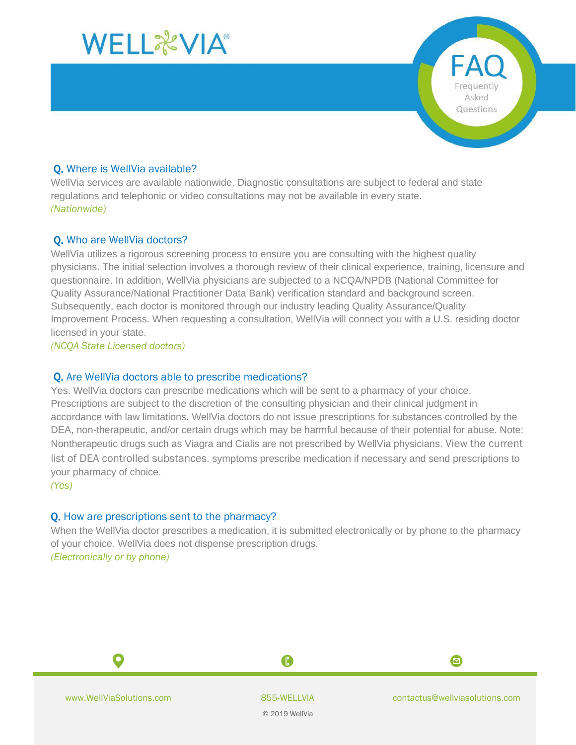# WELLVIA®

## FAQ

Frequently Asked Questions

### Q. Where is WellVia available?

WellVia services are available nationwide. Diagnostic consultations are subject to federal and state regulations and telephonic or video consultations may not be available in every state.

*(Nationwide)*

### Q. Who are WellVia doctors?

WellVia utilizes a rigorous screening process to ensure you are consulting with the highest quality physicians. The initial selection involves a thorough review of their clinical experience, training, licensure and questionnaire. In addition, WellVia physicians are subjected to a NCQA/NPDB (National Committee for Quality Assurance/National Practitioner Data Bank) verification standard and background screen. Subsequently, each doctor is monitored through our industry leading Quality Assurance/Quality Improvement Process. When requesting a consultation, WellVia will connect you with a U.S. residing doctor licensed in your state.

*(NCQA State Licensed doctors)*

### Q. Are WellVia doctors able to prescribe medications?

Yes. WellVia doctors can prescribe medications which will be sent to a pharmacy of your choice. Prescriptions are subject to the discretion of the consulting physician and their clinical judgment in accordance with law limitations. WellVia doctors do not issue prescriptions for substances controlled by the DEA, non-therapeutic, and/or certain drugs which may be harmful because of their potential for abuse. Note: Nontherapeutic drugs such as Viagra and Cialis are not prescribed by WellVia physicians. View the current list of DEA controlled substances. symptoms prescribe medication if necessary and send prescriptions to your pharmacy of choice.

*(Yes)*

### Q. How are prescriptions sent to the pharmacy?

When the WellVia doctor prescribes a medication, it is submitted electronically or by phone to the pharmacy of your choice. WellVia does not dispense prescription drugs.

*(Electronically or by phone)*

www.WellViaSolutions.com | 855-WELLVIA | contactus@wellviasolutions.com

© 2019 WellVia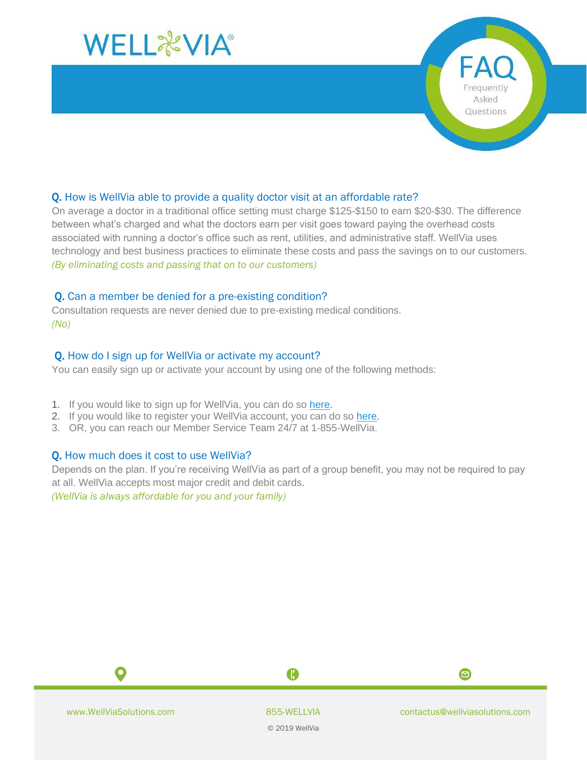# WELLVIA

# FAQ

Frequently Asked Questions

### Q. How is WellVia able to provide a quality doctor visit at an affordable rate?

On average a doctor in a traditional office setting must charge $125-$150 to earn $20-$30. The difference between what's charged and what the doctors earn per visit goes toward paying the overhead costs associated with running a doctor's office such as rent, utilities, and administrative staff. WellVia uses technology and best business practices to eliminate these costs and pass the savings on to our customers.

*(By eliminating costs and passing that on to our customers)*

### Q. Can a member be denied for a pre-existing condition?

Consultation requests are never denied due to pre-existing medical conditions.

*(No)*

### Q. How do I sign up for WellVia or activate my account?

You can easily sign up or activate your account by using one of the following methods:

1. If you would like to sign up for WellVia, you can do so here.
2. If you would like to register your WellVia account, you can do so here.
3. OR, you can reach our Member Service Team 24/7 at 1-855-WellVia.

### Q. How much does it cost to use WellVia?

Depends on the plan. If you're receiving WellVia as part of a group benefit, you may not be required to pay at all. WellVia accepts most major credit and debit cards.

*(WellVia is always affordable for you and your family)*

www.WellViaSolutions.com

855-WELLVIA

contactus@wellviasolutions.com

© 2019 WellVia